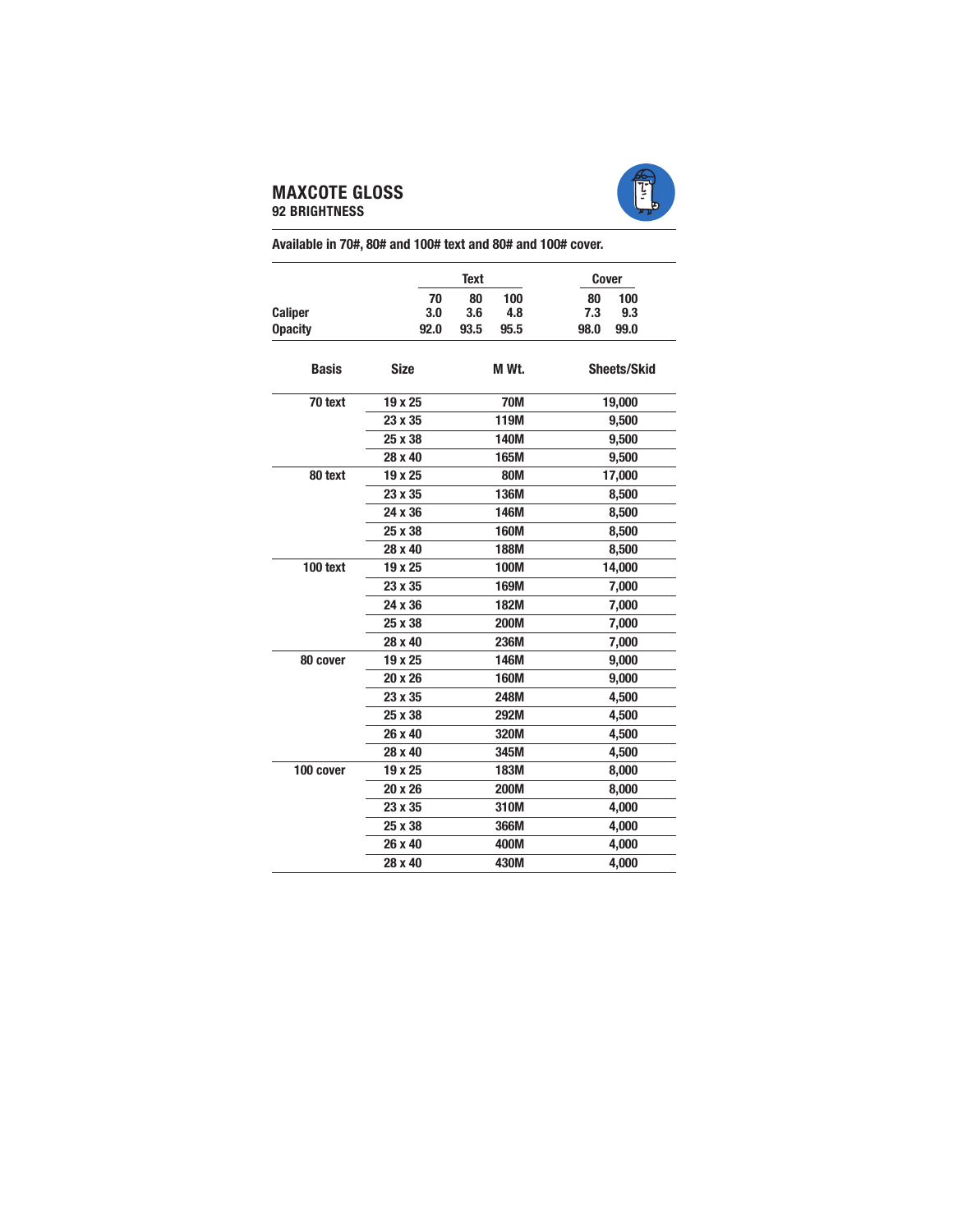# MAXCOTE GLOSS

**92 BRIGHTNESS**

**Available in 70#, 80# and 100# text and 80# and 100# cover.**

| | Text | | | Cover | |
|---|---|---|---|---|---|
| | 70 | 80 | 100 | 80 | 100 |
| **Caliper** | 3.0 | 3.6 | 4.8 | 7.3 | 9.3 |
| **Opacity** | 92.0 | 93.5 | 95.5 | 98.0 | 99.0 |

| Basis | Size | M Wt. | Sheets/Skid |
|---|---|---|---|
| 70 text | 19 x 25 | 70M | 19,000 |
| | 23 x 35 | 119M | 9,500 |
| | 25 x 38 | 140M | 9,500 |
| | 28 x 40 | 165M | 9,500 |
| 80 text | 19 x 25 | 80M | 17,000 |
| | 23 x 35 | 136M | 8,500 |
| | 24 x 36 | 146M | 8,500 |
| | 25 x 38 | 160M | 8,500 |
| | 28 x 40 | 188M | 8,500 |
| 100 text | 19 x 25 | 100M | 14,000 |
| | 23 x 35 | 169M | 7,000 |
| | 24 x 36 | 182M | 7,000 |
| | 25 x 38 | 200M | 7,000 |
| | 28 x 40 | 236M | 7,000 |
| 80 cover | 19 x 25 | 146M | 9,000 |
| | 20 x 26 | 160M | 9,000 |
| | 23 x 35 | 248M | 4,500 |
| | 25 x 38 | 292M | 4,500 |
| | 26 x 40 | 320M | 4,500 |
| | 28 x 40 | 345M | 4,500 |
| 100 cover | 19 x 25 | 183M | 8,000 |
| | 20 x 26 | 200M | 8,000 |
| | 23 x 35 | 310M | 4,000 |
| | 25 x 38 | 366M | 4,000 |
| | 26 x 40 | 400M | 4,000 |
| | 28 x 40 | 430M | 4,000 |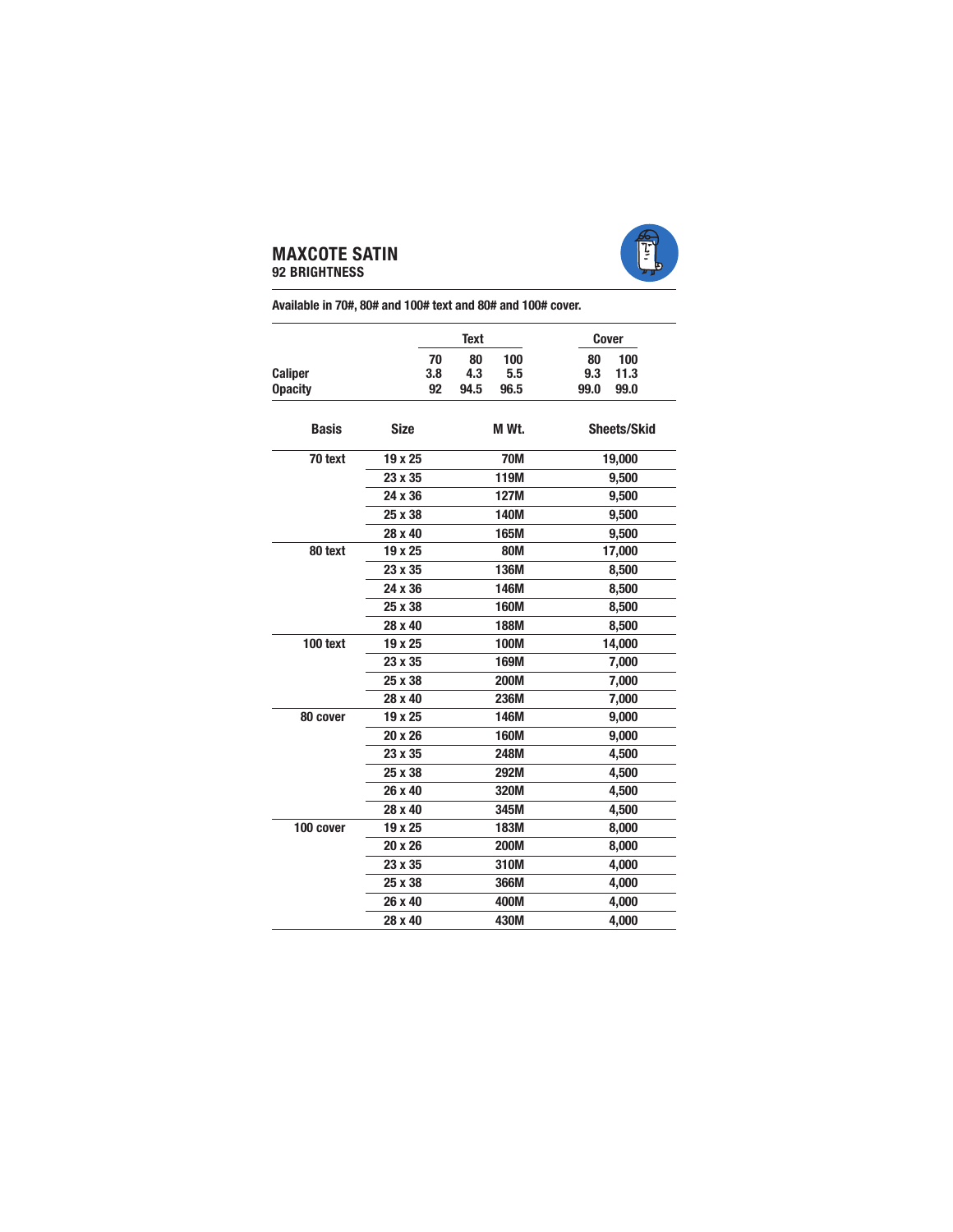# MAXCOTE SATIN

## 92 BRIGHTNESS

**Available in 70#, 80# and 100# text and 80# and 100# cover.**

| | Text | | | Cover | |
|---|---|---|---|---|---|
| | 70 | 80 | 100 | 80 | 100 |
| Caliper | 3.8 | 4.3 | 5.5 | 9.3 | 11.3 |
| Opacity | 92 | 94.5 | 96.5 | 99.0 | 99.0 |

| Basis | Size | M Wt. | Sheets/Skid |
|---|---|---|---|
| 70 text | 19 x 25 | 70M | 19,000 |
| | 23 x 35 | 119M | 9,500 |
| | 24 x 36 | 127M | 9,500 |
| | 25 x 38 | 140M | 9,500 |
| | 28 x 40 | 165M | 9,500 |
| 80 text | 19 x 25 | 80M | 17,000 |
| | 23 x 35 | 136M | 8,500 |
| | 24 x 36 | 146M | 8,500 |
| | 25 x 38 | 160M | 8,500 |
| | 28 x 40 | 188M | 8,500 |
| 100 text | 19 x 25 | 100M | 14,000 |
| | 23 x 35 | 169M | 7,000 |
| | 25 x 38 | 200M | 7,000 |
| | 28 x 40 | 236M | 7,000 |
| 80 cover | 19 x 25 | 146M | 9,000 |
| | 20 x 26 | 160M | 9,000 |
| | 23 x 35 | 248M | 4,500 |
| | 25 x 38 | 292M | 4,500 |
| | 26 x 40 | 320M | 4,500 |
| | 28 x 40 | 345M | 4,500 |
| 100 cover | 19 x 25 | 183M | 8,000 |
| | 20 x 26 | 200M | 8,000 |
| | 23 x 35 | 310M | 4,000 |
| | 25 x 38 | 366M | 4,000 |
| | 26 x 40 | 400M | 4,000 |
| | 28 x 40 | 430M | 4,000 |